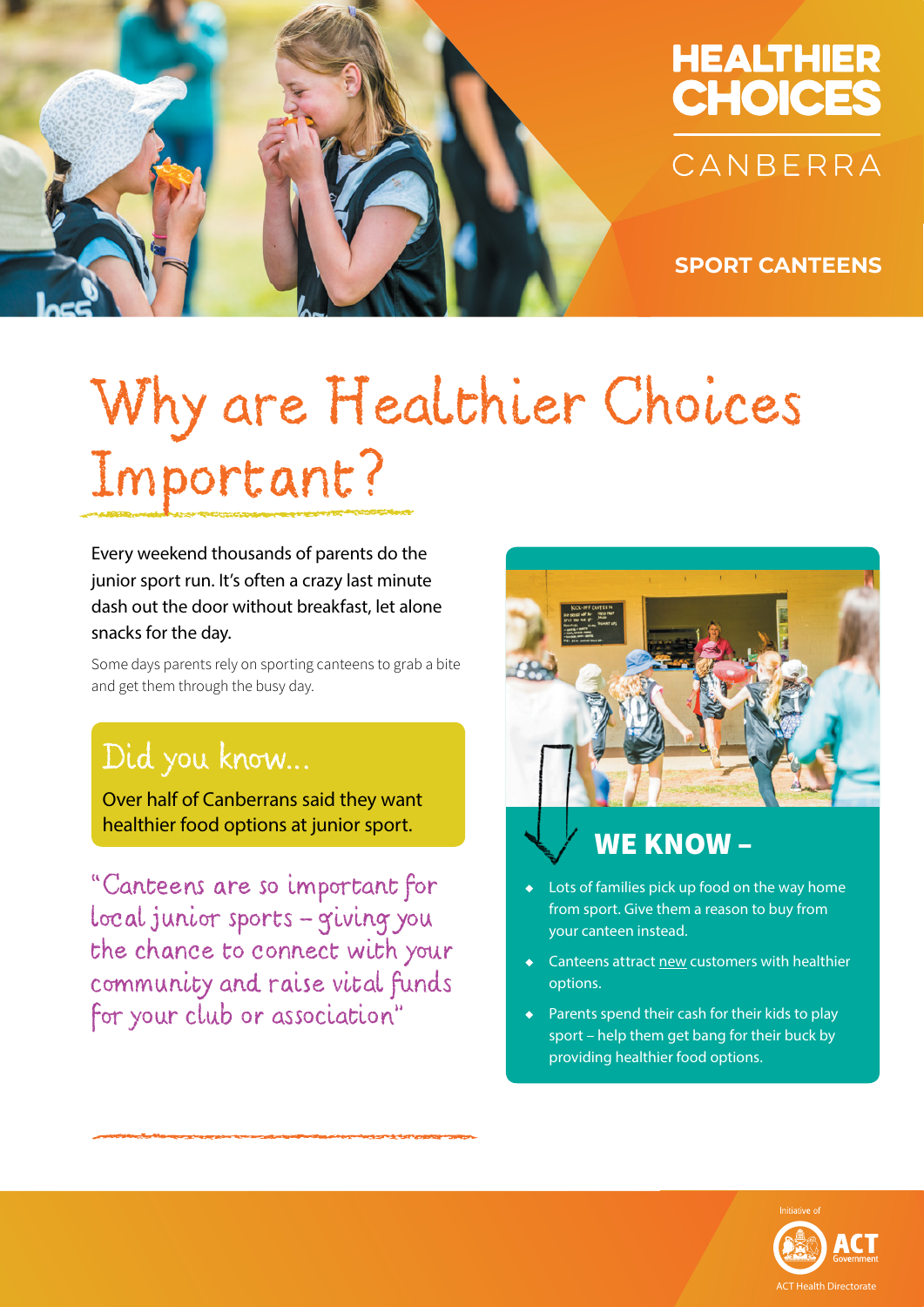# HEALTHIER CHOICES CANBERRA

## SPORT CANTEENS

# Why are Healthier Choices Important?

Every weekend thousands of parents do the junior sport run. It's often a crazy last minute dash out the door without breakfast, let alone snacks for the day.

Some days parents rely on sporting canteens to grab a bite and get them through the busy day.

### Did you know...

Over half of Canberrans said they want healthier food options at junior sport.

*"Canteens are so important for local junior sports – giving you the chance to connect with your community and raise vital funds for your club or association"*

## WE KNOW –

- Lots of families pick up food on the way home from sport. Give them a reason to buy from your canteen instead.
- Canteens attract new customers with healthier options.
- Parents spend their cash for their kids to play sport – help them get bang for their buck by providing healthier food options.

Initiative of ACT Government

ACT Health Directorate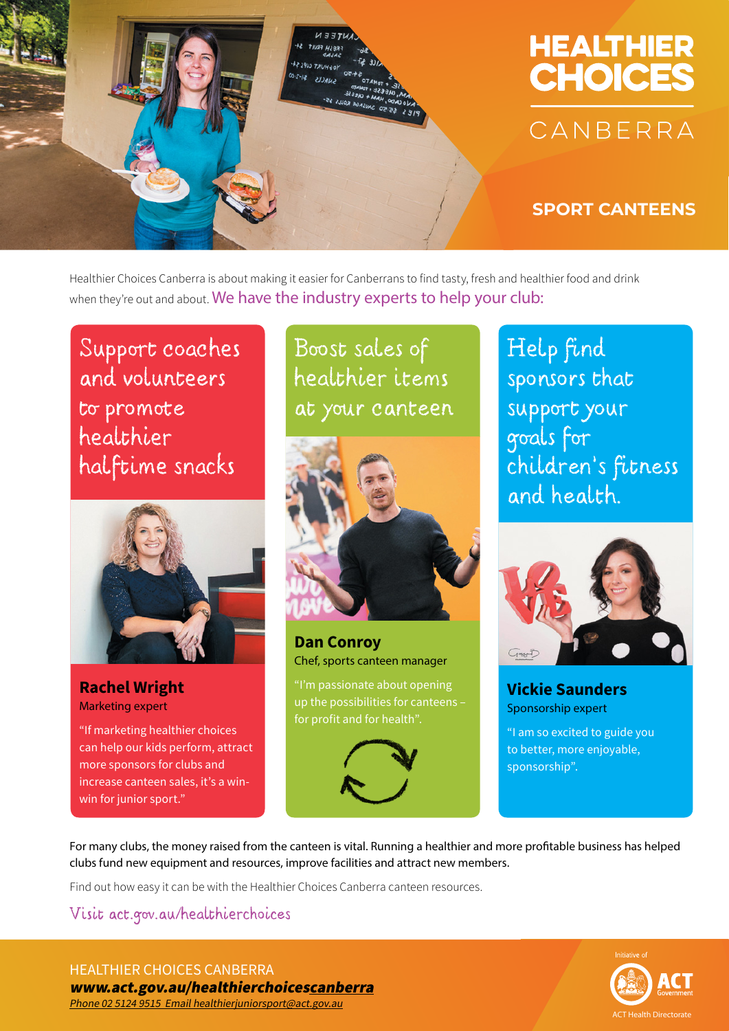# HEALTHIER CHOICES

CANBERRA

## SPORT CANTEENS

Healthier Choices Canberra is about making it easier for Canberrans to find tasty, fresh and healthier food and drink when they're out and about. We have the industry experts to help your club:

### Support coaches and volunteers to promote healthier halftime snacks

**Rachel Wright**
Marketing expert

"If marketing healthier choices can help our kids perform, attract more sponsors for clubs and increase canteen sales, it's a win-win for junior sport."

### Boost sales of healthier items at your canteen

**Dan Conroy**
Chef, sports canteen manager

"I'm passionate about opening up the possibilities for canteens – for profit and for health".

### Help find sponsors that support your goals for children's fitness and health.

**Vickie Saunders**
Sponsorship expert

"I am so excited to guide you to better, more enjoyable, sponsorship".

For many clubs, the money raised from the canteen is vital. Running a healthier and more profitable business has helped clubs fund new equipment and resources, improve facilities and attract new members.

Find out how easy it can be with the Healthier Choices Canberra canteen resources.

Visit act.gov.au/healthierchoices

HEALTHIER CHOICES CANBERRA
***www.act.gov.au/healthierchoicescanberra***
*Phone 02 5124 9515 Email healthierjuniorsport@act.gov.au*

Initiative of ACT Government
ACT Health Directorate